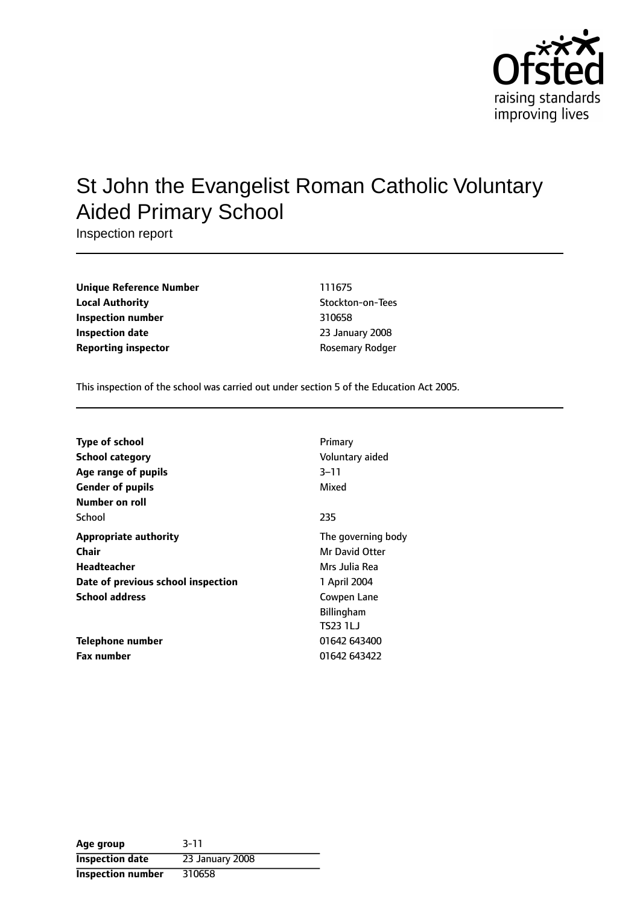# St John the Evangelist Roman Catholic Voluntary Aided Primary School

Inspection report

| | |
|---|---|
| **Unique Reference Number** | 111675 |
| **Local Authority** | Stockton-on-Tees |
| **Inspection number** | 310658 |
| **Inspection date** | 23 January 2008 |
| **Reporting inspector** | Rosemary Rodger |

This inspection of the school was carried out under section 5 of the Education Act 2005.

| | |
|---|---|
| **Type of school** | Primary |
| **School category** | Voluntary aided |
| **Age range of pupils** | 3–11 |
| **Gender of pupils** | Mixed |
| **Number on roll** | |
| School | 235 |
| **Appropriate authority** | The governing body |
| **Chair** | Mr David Otter |
| **Headteacher** | Mrs Julia Rea |
| **Date of previous school inspection** | 1 April 2004 |
| **School address** | Cowpen Lane<br>Billingham<br>TS23 1LJ |
| **Telephone number** | 01642 643400 |
| **Fax number** | 01642 643422 |

| | |
|---|---|
| **Age group** | 3-11 |
| **Inspection date** | 23 January 2008 |
| **Inspection number** | 310658 |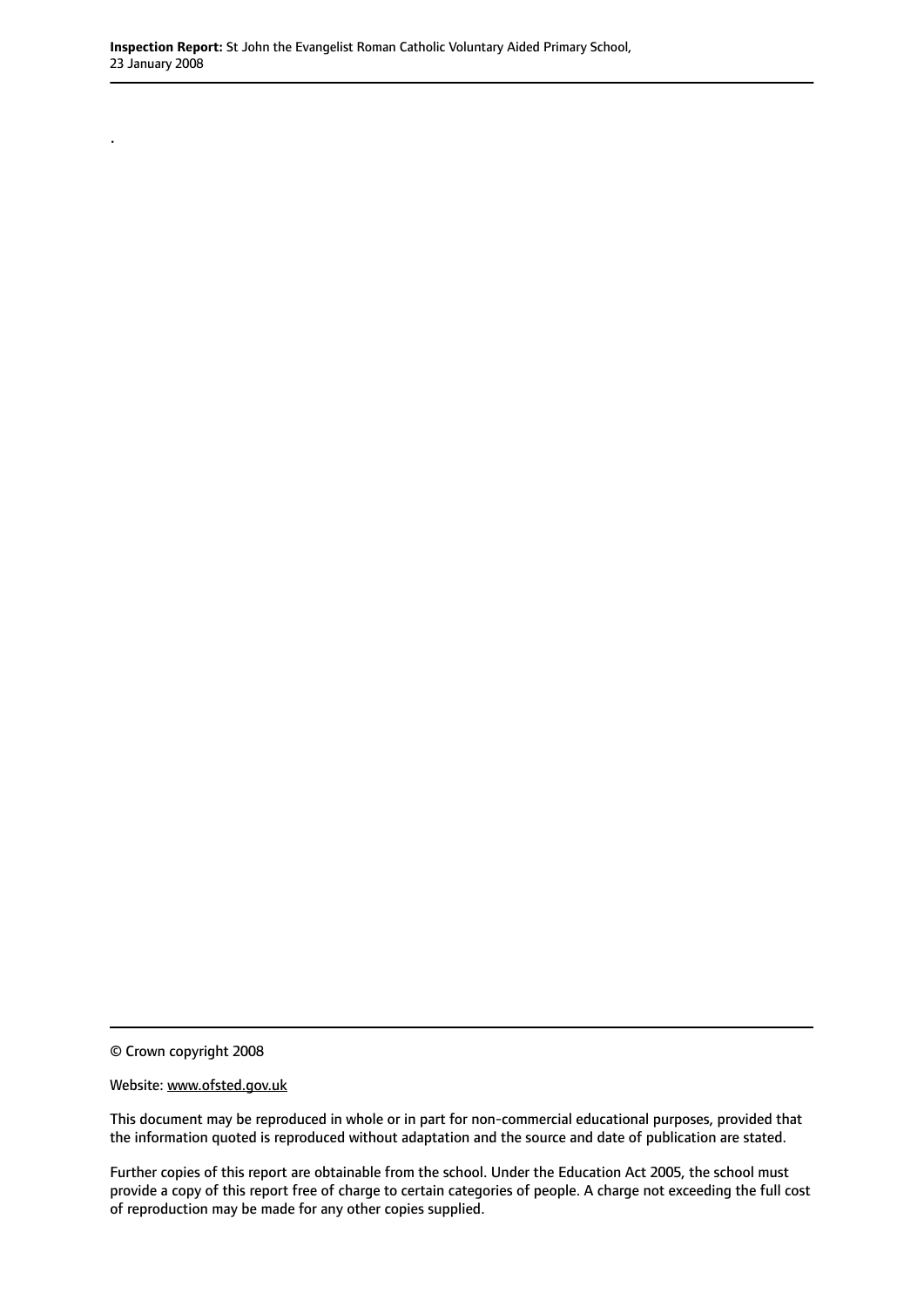.

© Crown copyright 2008

Website: www.ofsted.gov.uk

This document may be reproduced in whole or in part for non-commercial educational purposes, provided that the information quoted is reproduced without adaptation and the source and date of publication are stated.

Further copies of this report are obtainable from the school. Under the Education Act 2005, the school must provide a copy of this report free of charge to certain categories of people. A charge not exceeding the full cost of reproduction may be made for any other copies supplied.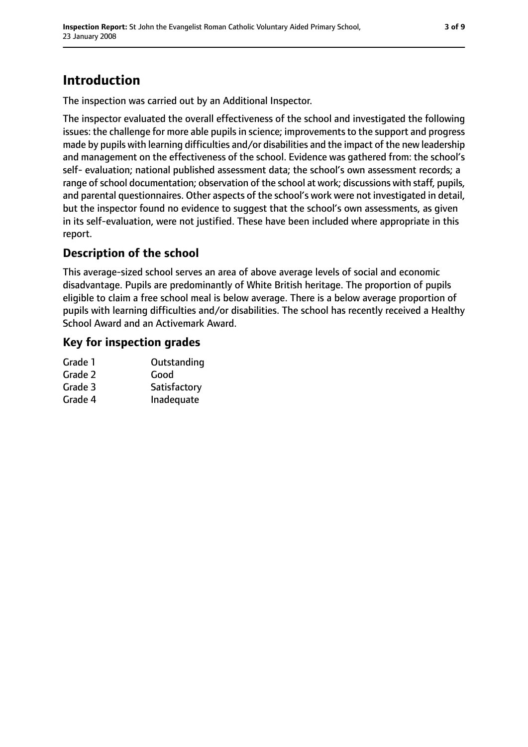# Introduction

The inspection was carried out by an Additional Inspector.

The inspector evaluated the overall effectiveness of the school and investigated the following issues: the challenge for more able pupils in science; improvements to the support and progress made by pupils with learning difficulties and/or disabilities and the impact of the new leadership and management on the effectiveness of the school. Evidence was gathered from: the school's self- evaluation; national published assessment data; the school's own assessment records; a range of school documentation; observation of the school at work; discussions with staff, pupils, and parental questionnaires. Other aspects of the school's work were not investigated in detail, but the inspector found no evidence to suggest that the school's own assessments, as given in its self-evaluation, were not justified. These have been included where appropriate in this report.

## Description of the school

This average-sized school serves an area of above average levels of social and economic disadvantage. Pupils are predominantly of White British heritage. The proportion of pupils eligible to claim a free school meal is below average. There is a below average proportion of pupils with learning difficulties and/or disabilities. The school has recently received a Healthy School Award and an Activemark Award.

## Key for inspection grades

| | |
|---|---|
| Grade 1 | Outstanding |
| Grade 2 | Good |
| Grade 3 | Satisfactory |
| Grade 4 | Inadequate |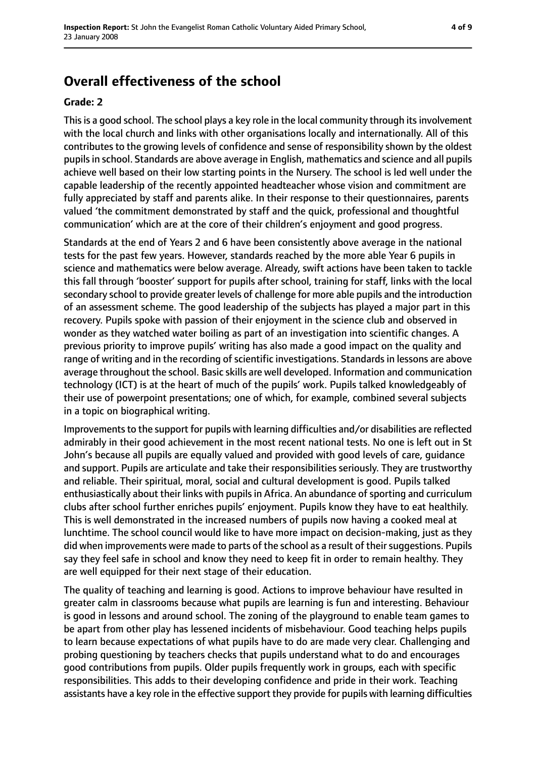## Overall effectiveness of the school

**Grade: 2**

This is a good school. The school plays a key role in the local community through its involvement with the local church and links with other organisations locally and internationally. All of this contributes to the growing levels of confidence and sense of responsibility shown by the oldest pupils in school. Standards are above average in English, mathematics and science and all pupils achieve well based on their low starting points in the Nursery. The school is led well under the capable leadership of the recently appointed headteacher whose vision and commitment are fully appreciated by staff and parents alike. In their response to their questionnaires, parents valued 'the commitment demonstrated by staff and the quick, professional and thoughtful communication' which are at the core of their children's enjoyment and good progress.

Standards at the end of Years 2 and 6 have been consistently above average in the national tests for the past few years. However, standards reached by the more able Year 6 pupils in science and mathematics were below average. Already, swift actions have been taken to tackle this fall through 'booster' support for pupils after school, training for staff, links with the local secondary school to provide greater levels of challenge for more able pupils and the introduction of an assessment scheme. The good leadership of the subjects has played a major part in this recovery. Pupils spoke with passion of their enjoyment in the science club and observed in wonder as they watched water boiling as part of an investigation into scientific changes. A previous priority to improve pupils' writing has also made a good impact on the quality and range of writing and in the recording of scientific investigations. Standards in lessons are above average throughout the school. Basic skills are well developed. Information and communication technology (ICT) is at the heart of much of the pupils' work. Pupils talked knowledgeably of their use of powerpoint presentations; one of which, for example, combined several subjects in a topic on biographical writing.

Improvements to the support for pupils with learning difficulties and/or disabilities are reflected admirably in their good achievement in the most recent national tests. No one is left out in St John's because all pupils are equally valued and provided with good levels of care, guidance and support. Pupils are articulate and take their responsibilities seriously. They are trustworthy and reliable. Their spiritual, moral, social and cultural development is good. Pupils talked enthusiastically about their links with pupils in Africa. An abundance of sporting and curriculum clubs after school further enriches pupils' enjoyment. Pupils know they have to eat healthily. This is well demonstrated in the increased numbers of pupils now having a cooked meal at lunchtime. The school council would like to have more impact on decision-making, just as they did when improvements were made to parts of the school as a result of their suggestions. Pupils say they feel safe in school and know they need to keep fit in order to remain healthy. They are well equipped for their next stage of their education.

The quality of teaching and learning is good. Actions to improve behaviour have resulted in greater calm in classrooms because what pupils are learning is fun and interesting. Behaviour is good in lessons and around school. The zoning of the playground to enable team games to be apart from other play has lessened incidents of misbehaviour. Good teaching helps pupils to learn because expectations of what pupils have to do are made very clear. Challenging and probing questioning by teachers checks that pupils understand what to do and encourages good contributions from pupils. Older pupils frequently work in groups, each with specific responsibilities. This adds to their developing confidence and pride in their work. Teaching assistants have a key role in the effective support they provide for pupils with learning difficulties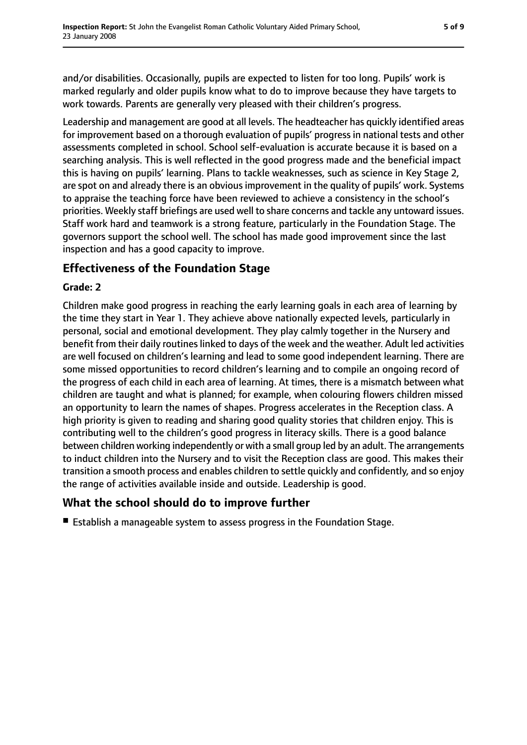and/or disabilities. Occasionally, pupils are expected to listen for too long. Pupils' work is marked regularly and older pupils know what to do to improve because they have targets to work towards. Parents are generally very pleased with their children's progress.

Leadership and management are good at all levels. The headteacher has quickly identified areas for improvement based on a thorough evaluation of pupils' progress in national tests and other assessments completed in school. School self-evaluation is accurate because it is based on a searching analysis. This is well reflected in the good progress made and the beneficial impact this is having on pupils' learning. Plans to tackle weaknesses, such as science in Key Stage 2, are spot on and already there is an obvious improvement in the quality of pupils' work. Systems to appraise the teaching force have been reviewed to achieve a consistency in the school's priorities. Weekly staff briefings are used well to share concerns and tackle any untoward issues. Staff work hard and teamwork is a strong feature, particularly in the Foundation Stage. The governors support the school well. The school has made good improvement since the last inspection and has a good capacity to improve.

## Effectiveness of the Foundation Stage

### Grade: 2

Children make good progress in reaching the early learning goals in each area of learning by the time they start in Year 1. They achieve above nationally expected levels, particularly in personal, social and emotional development. They play calmly together in the Nursery and benefit from their daily routines linked to days of the week and the weather. Adult led activities are well focused on children's learning and lead to some good independent learning. There are some missed opportunities to record children's learning and to compile an ongoing record of the progress of each child in each area of learning. At times, there is a mismatch between what children are taught and what is planned; for example, when colouring flowers children missed an opportunity to learn the names of shapes. Progress accelerates in the Reception class. A high priority is given to reading and sharing good quality stories that children enjoy. This is contributing well to the children's good progress in literacy skills. There is a good balance between children working independently or with a small group led by an adult. The arrangements to induct children into the Nursery and to visit the Reception class are good. This makes their transition a smooth process and enables children to settle quickly and confidently, and so enjoy the range of activities available inside and outside. Leadership is good.

## What the school should do to improve further

- Establish a manageable system to assess progress in the Foundation Stage.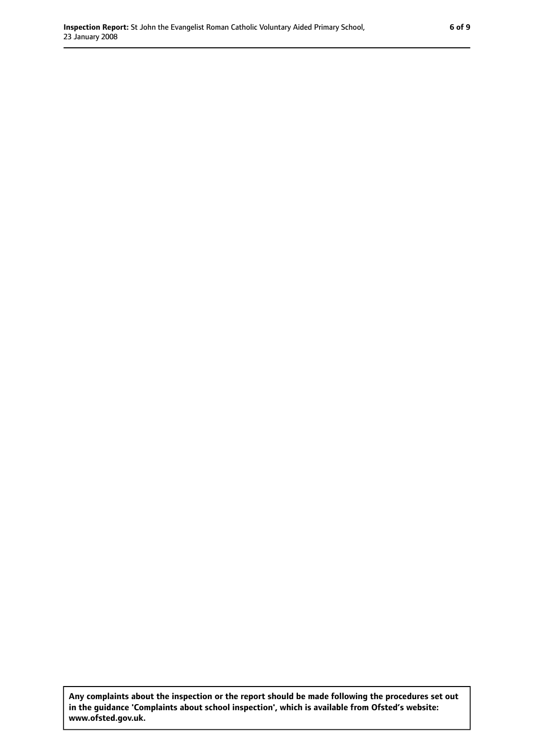**Any complaints about the inspection or the report should be made following the procedures set out in the guidance 'Complaints about school inspection', which is available from Ofsted's website: www.ofsted.gov.uk.**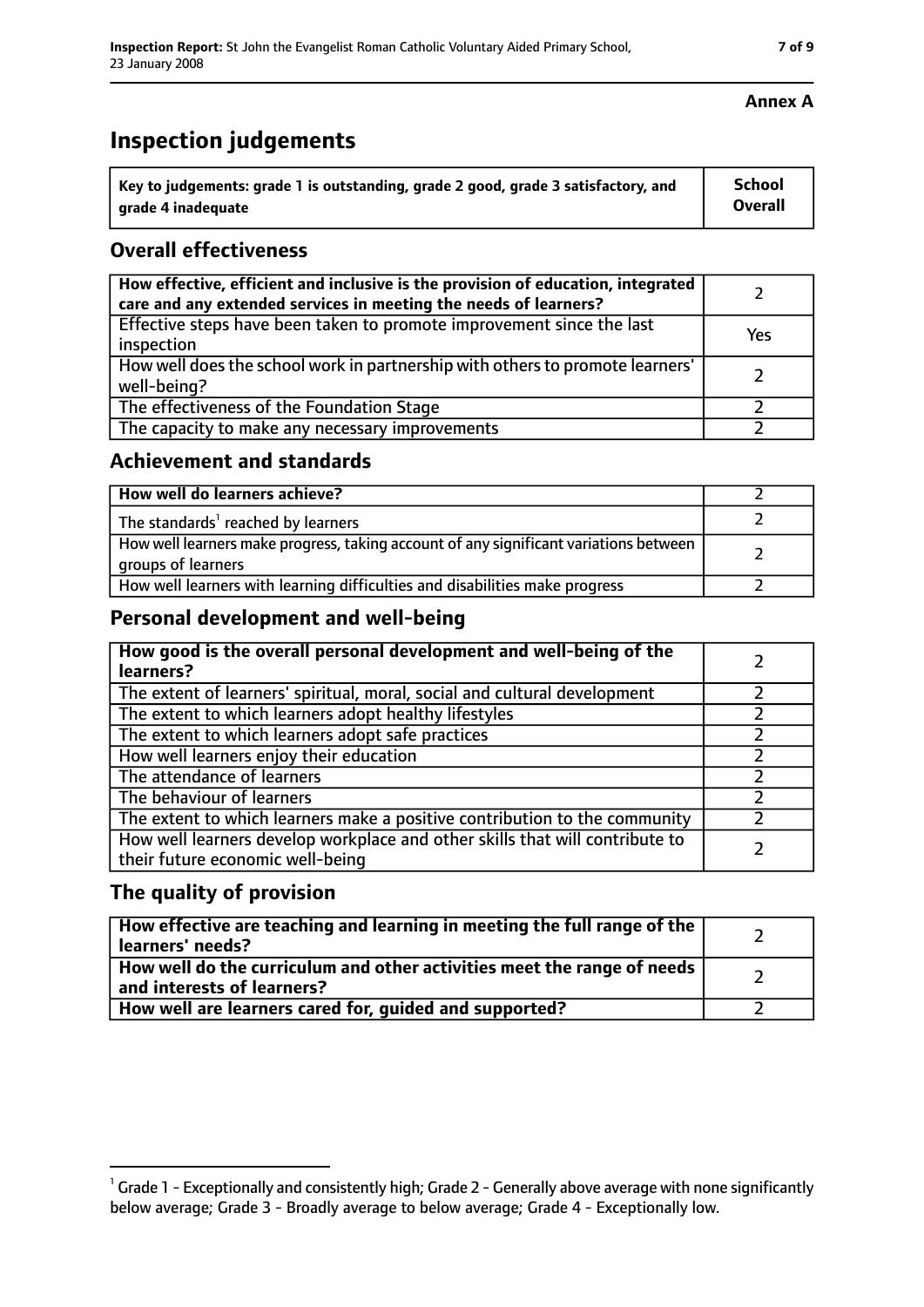**Annex A**

# Inspection judgements

| Key to judgements: grade 1 is outstanding, grade 2 good, grade 3 satisfactory, and grade 4 inadequate | School Overall |
|---|---|

## Overall effectiveness

| | |
|---|---|
| How effective, efficient and inclusive is the provision of education, integrated care and any extended services in meeting the needs of learners? | 2 |
| Effective steps have been taken to promote improvement since the last inspection | Yes |
| How well does the school work in partnership with others to promote learners' well-being? | 2 |
| The effectiveness of the Foundation Stage | 2 |
| The capacity to make any necessary improvements | 2 |

## Achievement and standards

| | |
|---|---|
| **How well do learners achieve?** | 2 |
| The standards[1] reached by learners | 2 |
| How well learners make progress, taking account of any significant variations between groups of learners | 2 |
| How well learners with learning difficulties and disabilities make progress | 2 |

## Personal development and well-being

| | |
|---|---|
| **How good is the overall personal development and well-being of the learners?** | 2 |
| The extent of learners' spiritual, moral, social and cultural development | 2 |
| The extent to which learners adopt healthy lifestyles | 2 |
| The extent to which learners adopt safe practices | 2 |
| How well learners enjoy their education | 2 |
| The attendance of learners | 2 |
| The behaviour of learners | 2 |
| The extent to which learners make a positive contribution to the community | 2 |
| How well learners develop workplace and other skills that will contribute to their future economic well-being | 2 |

## The quality of provision

| | |
|---|---|
| **How effective are teaching and learning in meeting the full range of the learners' needs?** | 2 |
| **How well do the curriculum and other activities meet the range of needs and interests of learners?** | 2 |
| **How well are learners cared for, guided and supported?** | 2 |

[1] Grade 1 - Exceptionally and consistently high; Grade 2 - Generally above average with none significantly below average; Grade 3 - Broadly average to below average; Grade 4 - Exceptionally low.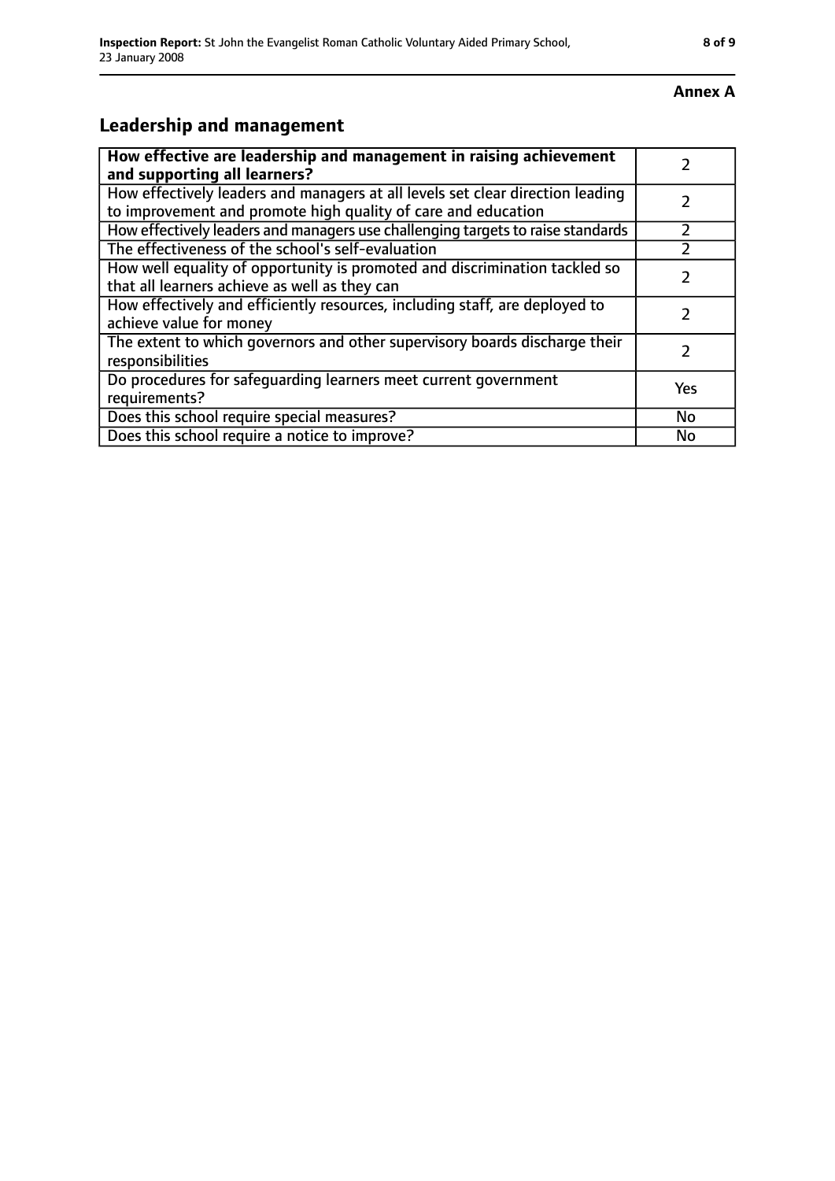**Annex A**

## Leadership and management

| | |
|---|---|
| **How effective are leadership and management in raising achievement and supporting all learners?** | 2 |
| How effectively leaders and managers at all levels set clear direction leading to improvement and promote high quality of care and education | 2 |
| How effectively leaders and managers use challenging targets to raise standards | 2 |
| The effectiveness of the school's self-evaluation | 2 |
| How well equality of opportunity is promoted and discrimination tackled so that all learners achieve as well as they can | 2 |
| How effectively and efficiently resources, including staff, are deployed to achieve value for money | 2 |
| The extent to which governors and other supervisory boards discharge their responsibilities | 2 |
| Do procedures for safeguarding learners meet current government requirements? | Yes |
| Does this school require special measures? | No |
| Does this school require a notice to improve? | No |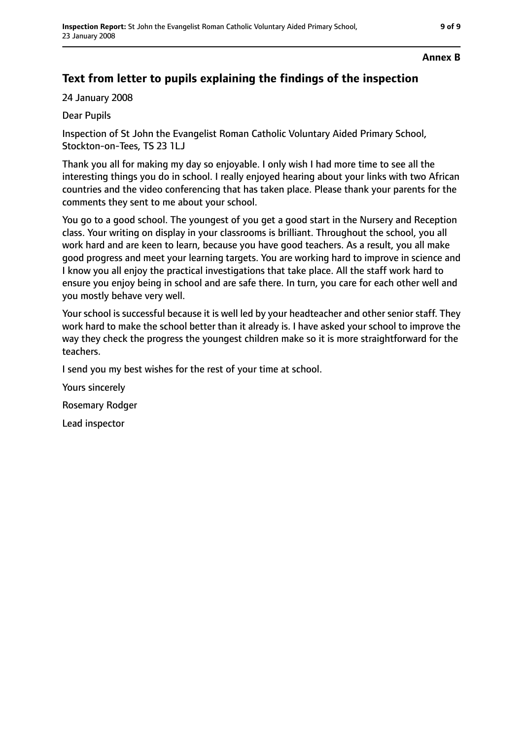**Annex B**

## Text from letter to pupils explaining the findings of the inspection

24 January 2008

Dear Pupils

Inspection of St John the Evangelist Roman Catholic Voluntary Aided Primary School, Stockton-on-Tees, TS 23 1LJ

Thank you all for making my day so enjoyable. I only wish I had more time to see all the interesting things you do in school. I really enjoyed hearing about your links with two African countries and the video conferencing that has taken place. Please thank your parents for the comments they sent to me about your school.

You go to a good school. The youngest of you get a good start in the Nursery and Reception class. Your writing on display in your classrooms is brilliant. Throughout the school, you all work hard and are keen to learn, because you have good teachers. As a result, you all make good progress and meet your learning targets. You are working hard to improve in science and I know you all enjoy the practical investigations that take place. All the staff work hard to ensure you enjoy being in school and are safe there. In turn, you care for each other well and you mostly behave very well.

Your school is successful because it is well led by your headteacher and other senior staff. They work hard to make the school better than it already is. I have asked your school to improve the way they check the progress the youngest children make so it is more straightforward for the teachers.

I send you my best wishes for the rest of your time at school.

Yours sincerely

Rosemary Rodger

Lead inspector